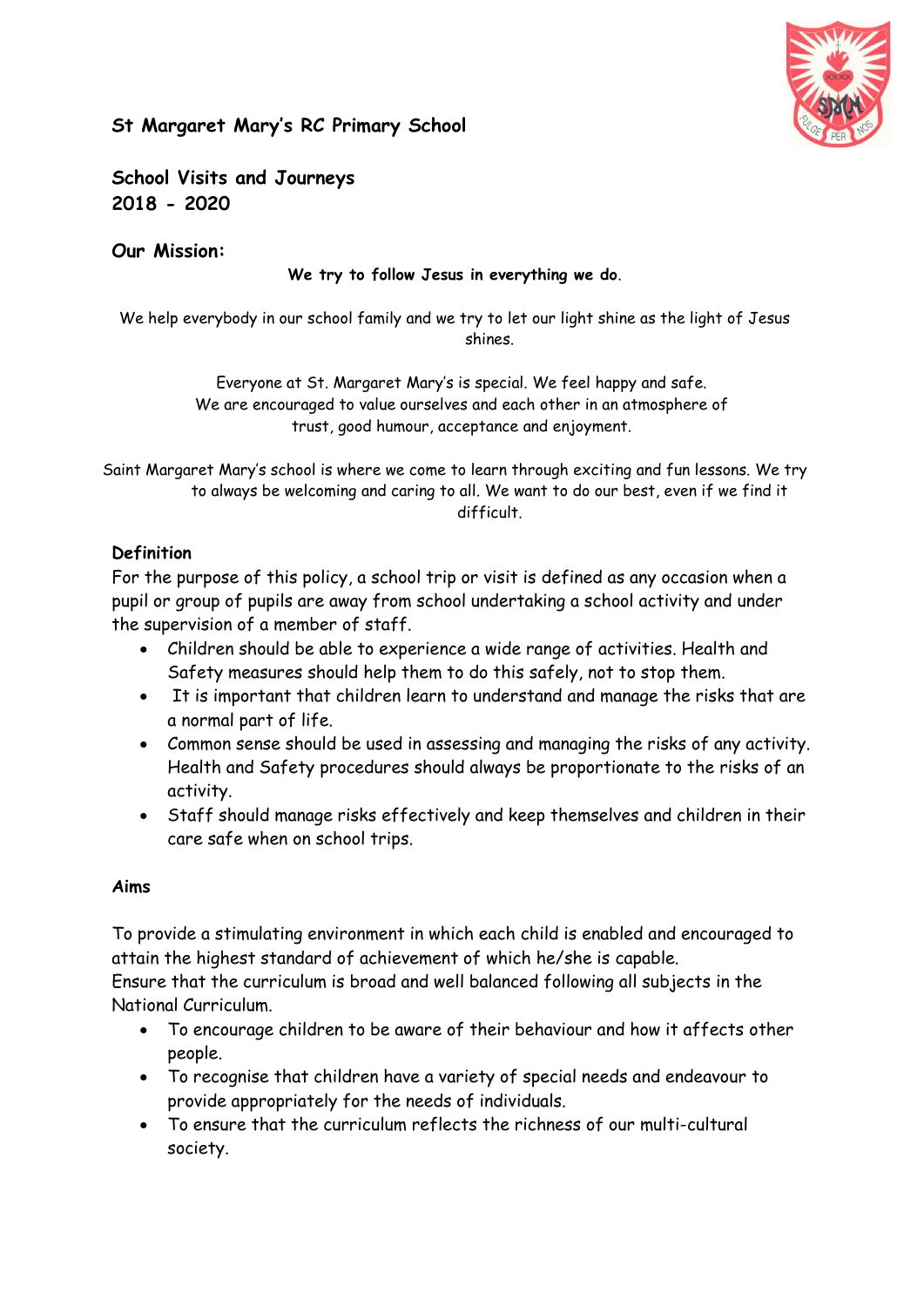# St Margaret Mary's RC Primary School

## School Visits and Journeys 2018 - 2020

## Our Mission:

**We try to follow Jesus in everything we do.**

We help everybody in our school family and we try to let our light shine as the light of Jesus shines.

Everyone at St. Margaret Mary's is special. We feel happy and safe. We are encouraged to value ourselves and each other in an atmosphere of trust, good humour, acceptance and enjoyment.

Saint Margaret Mary's school is where we come to learn through exciting and fun lessons. We try to always be welcoming and caring to all. We want to do our best, even if we find it difficult.

### Definition

For the purpose of this policy, a school trip or visit is defined as any occasion when a pupil or group of pupils are away from school undertaking a school activity and under the supervision of a member of staff.

- Children should be able to experience a wide range of activities. Health and Safety measures should help them to do this safely, not to stop them.
- It is important that children learn to understand and manage the risks that are a normal part of life.
- Common sense should be used in assessing and managing the risks of any activity. Health and Safety procedures should always be proportionate to the risks of an activity.
- Staff should manage risks effectively and keep themselves and children in their care safe when on school trips.

### Aims

To provide a stimulating environment in which each child is enabled and encouraged to attain the highest standard of achievement of which he/she is capable.
Ensure that the curriculum is broad and well balanced following all subjects in the National Curriculum.

- To encourage children to be aware of their behaviour and how it affects other people.
- To recognise that children have a variety of special needs and endeavour to provide appropriately for the needs of individuals.
- To ensure that the curriculum reflects the richness of our multi-cultural society.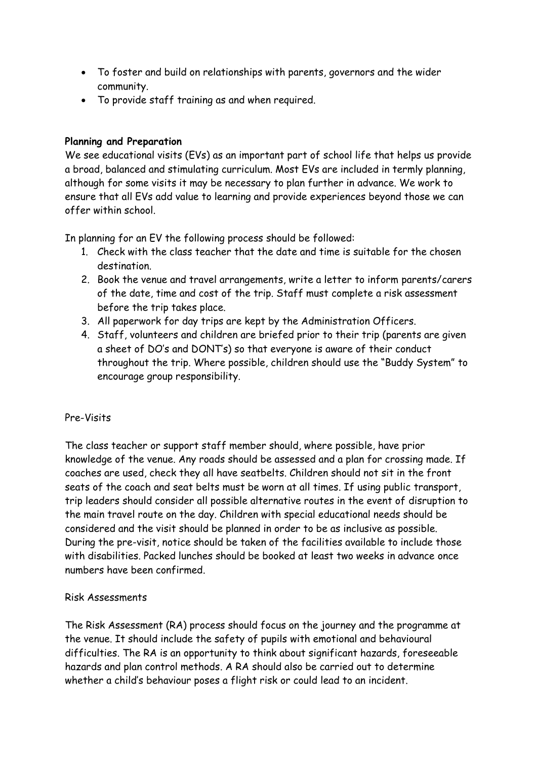- To foster and build on relationships with parents, governors and the wider community.
- To provide staff training as and when required.

**Planning and Preparation**

We see educational visits (EVs) as an important part of school life that helps us provide a broad, balanced and stimulating curriculum. Most EVs are included in termly planning, although for some visits it may be necessary to plan further in advance. We work to ensure that all EVs add value to learning and provide experiences beyond those we can offer within school.

In planning for an EV the following process should be followed:

1. Check with the class teacher that the date and time is suitable for the chosen destination.
2. Book the venue and travel arrangements, write a letter to inform parents/carers of the date, time and cost of the trip. Staff must complete a risk assessment before the trip takes place.
3. All paperwork for day trips are kept by the Administration Officers.
4. Staff, volunteers and children are briefed prior to their trip (parents are given a sheet of DO's and DONT's) so that everyone is aware of their conduct throughout the trip. Where possible, children should use the "Buddy System" to encourage group responsibility.

Pre-Visits

The class teacher or support staff member should, where possible, have prior knowledge of the venue. Any roads should be assessed and a plan for crossing made. If coaches are used, check they all have seatbelts. Children should not sit in the front seats of the coach and seat belts must be worn at all times. If using public transport, trip leaders should consider all possible alternative routes in the event of disruption to the main travel route on the day. Children with special educational needs should be considered and the visit should be planned in order to be as inclusive as possible. During the pre-visit, notice should be taken of the facilities available to include those with disabilities. Packed lunches should be booked at least two weeks in advance once numbers have been confirmed.

Risk Assessments

The Risk Assessment (RA) process should focus on the journey and the programme at the venue. It should include the safety of pupils with emotional and behavioural difficulties. The RA is an opportunity to think about significant hazards, foreseeable hazards and plan control methods. A RA should also be carried out to determine whether a child's behaviour poses a flight risk or could lead to an incident.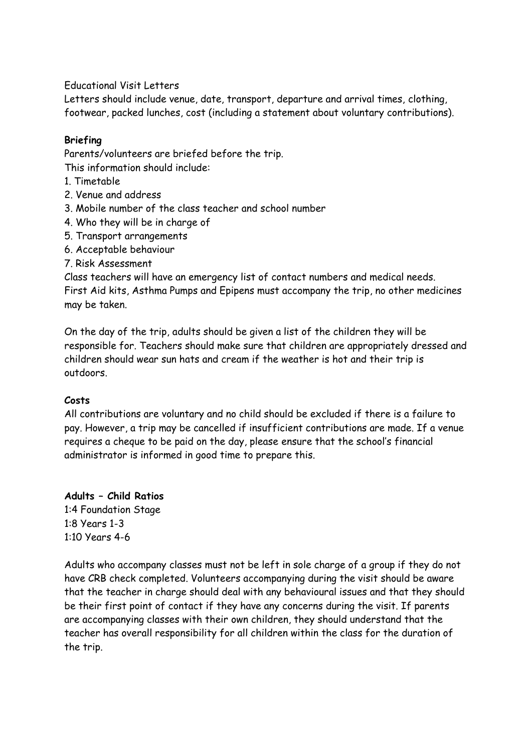Educational Visit Letters

Letters should include venue, date, transport, departure and arrival times, clothing, footwear, packed lunches, cost (including a statement about voluntary contributions).

**Briefing**

Parents/volunteers are briefed before the trip.

This information should include:

1. Timetable
2. Venue and address
3. Mobile number of the class teacher and school number
4. Who they will be in charge of
5. Transport arrangements
6. Acceptable behaviour
7. Risk Assessment

Class teachers will have an emergency list of contact numbers and medical needs.
First Aid kits, Asthma Pumps and Epipens must accompany the trip, no other medicines may be taken.

On the day of the trip, adults should be given a list of the children they will be responsible for. Teachers should make sure that children are appropriately dressed and children should wear sun hats and cream if the weather is hot and their trip is outdoors.

**Costs**

All contributions are voluntary and no child should be excluded if there is a failure to pay. However, a trip may be cancelled if insufficient contributions are made. If a venue requires a cheque to be paid on the day, please ensure that the school's financial administrator is informed in good time to prepare this.

**Adults – Child Ratios**

1:4 Foundation Stage
1:8 Years 1-3
1:10 Years 4-6

Adults who accompany classes must not be left in sole charge of a group if they do not have CRB check completed. Volunteers accompanying during the visit should be aware that the teacher in charge should deal with any behavioural issues and that they should be their first point of contact if they have any concerns during the visit. If parents are accompanying classes with their own children, they should understand that the teacher has overall responsibility for all children within the class for the duration of the trip.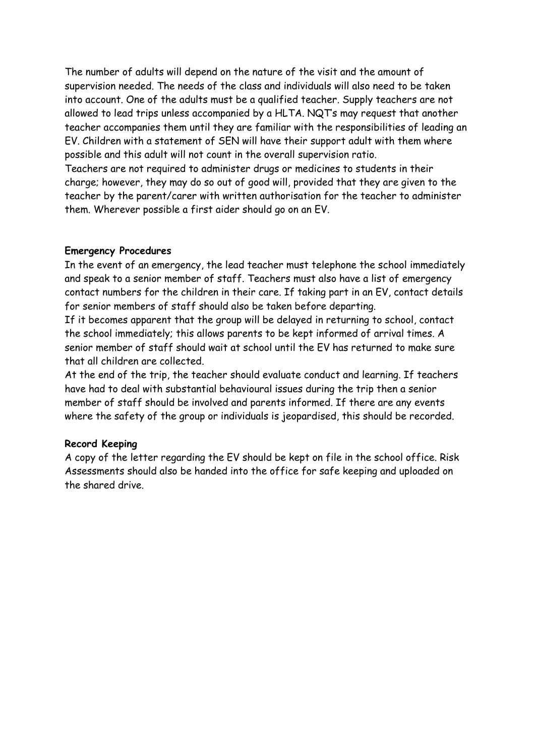The number of adults will depend on the nature of the visit and the amount of supervision needed. The needs of the class and individuals will also need to be taken into account. One of the adults must be a qualified teacher. Supply teachers are not allowed to lead trips unless accompanied by a HLTA. NQT's may request that another teacher accompanies them until they are familiar with the responsibilities of leading an EV. Children with a statement of SEN will have their support adult with them where possible and this adult will not count in the overall supervision ratio.

Teachers are not required to administer drugs or medicines to students in their charge; however, they may do so out of good will, provided that they are given to the teacher by the parent/carer with written authorisation for the teacher to administer them. Wherever possible a first aider should go on an EV.

**Emergency Procedures**

In the event of an emergency, the lead teacher must telephone the school immediately and speak to a senior member of staff. Teachers must also have a list of emergency contact numbers for the children in their care. If taking part in an EV, contact details for senior members of staff should also be taken before departing.

If it becomes apparent that the group will be delayed in returning to school, contact the school immediately; this allows parents to be kept informed of arrival times. A senior member of staff should wait at school until the EV has returned to make sure that all children are collected.

At the end of the trip, the teacher should evaluate conduct and learning. If teachers have had to deal with substantial behavioural issues during the trip then a senior member of staff should be involved and parents informed. If there are any events where the safety of the group or individuals is jeopardised, this should be recorded.

**Record Keeping**

A copy of the letter regarding the EV should be kept on file in the school office. Risk Assessments should also be handed into the office for safe keeping and uploaded on the shared drive.